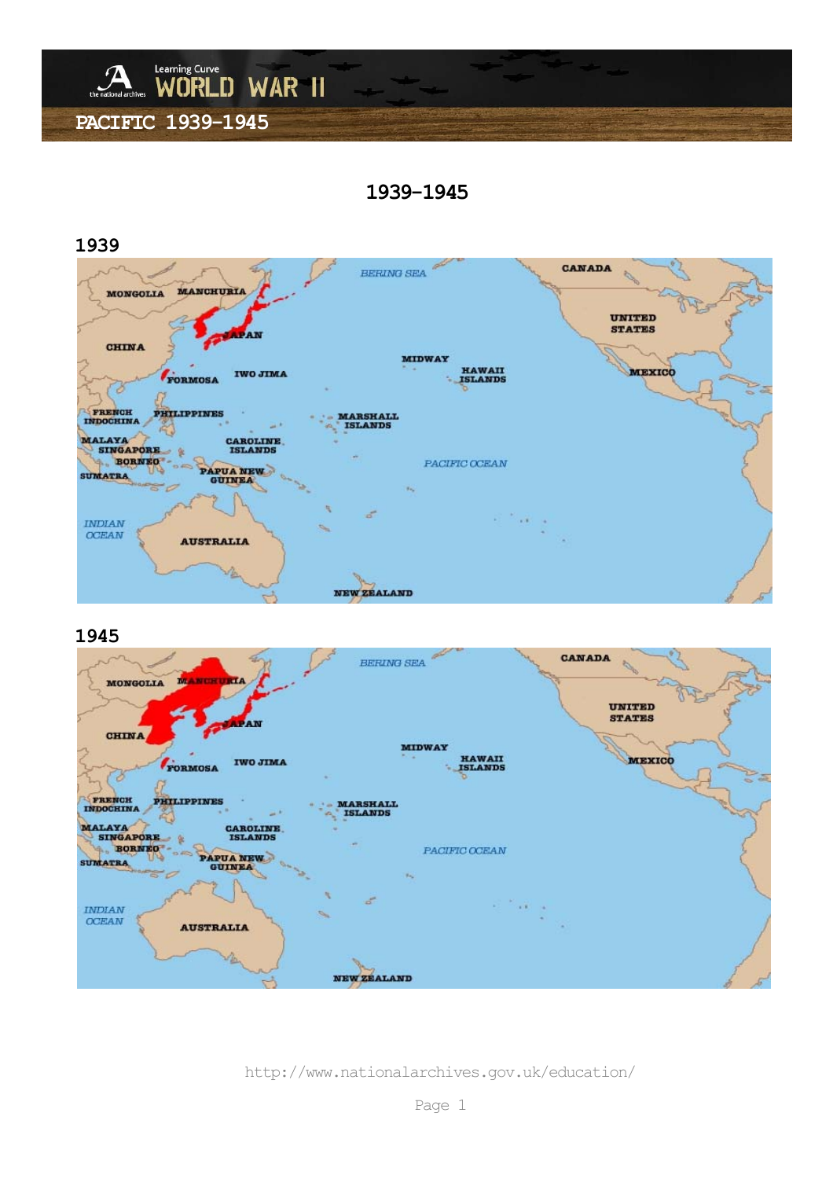# PACIFIC 1939–1945

## 1939–1945

### 1939

MONGOLIA
MANCHURIA
CHINA
JAPAN
BERING SEA
CANADA
UNITED STATES
MEXICO
MIDWAY
HAWAII ISLANDS
FORMOSA
IWO JIMA
FRENCH INDOCHINA
PHILIPPINES
MARSHALL ISLANDS
MALAYA
SINGAPORE
BORNEO
SUMATRA
CAROLINE ISLANDS
PAPUA NEW GUINEA
PACIFIC OCEAN
INDIAN OCEAN
AUSTRALIA
NEW ZEALAND

### 1945

MONGOLIA
MANCHURIA
CHINA
JAPAN
BERING SEA
CANADA
UNITED STATES
MEXICO
MIDWAY
HAWAII ISLANDS
FORMOSA
IWO JIMA
FRENCH INDOCHINA
PHILIPPINES
MARSHALL ISLANDS
MALAYA
SINGAPORE
BORNEO
SUMATRA
CAROLINE ISLANDS
PAPUA NEW GUINEA
PACIFIC OCEAN
INDIAN OCEAN
AUSTRALIA
NEW ZEALAND

http://www.nationalarchives.gov.uk/education/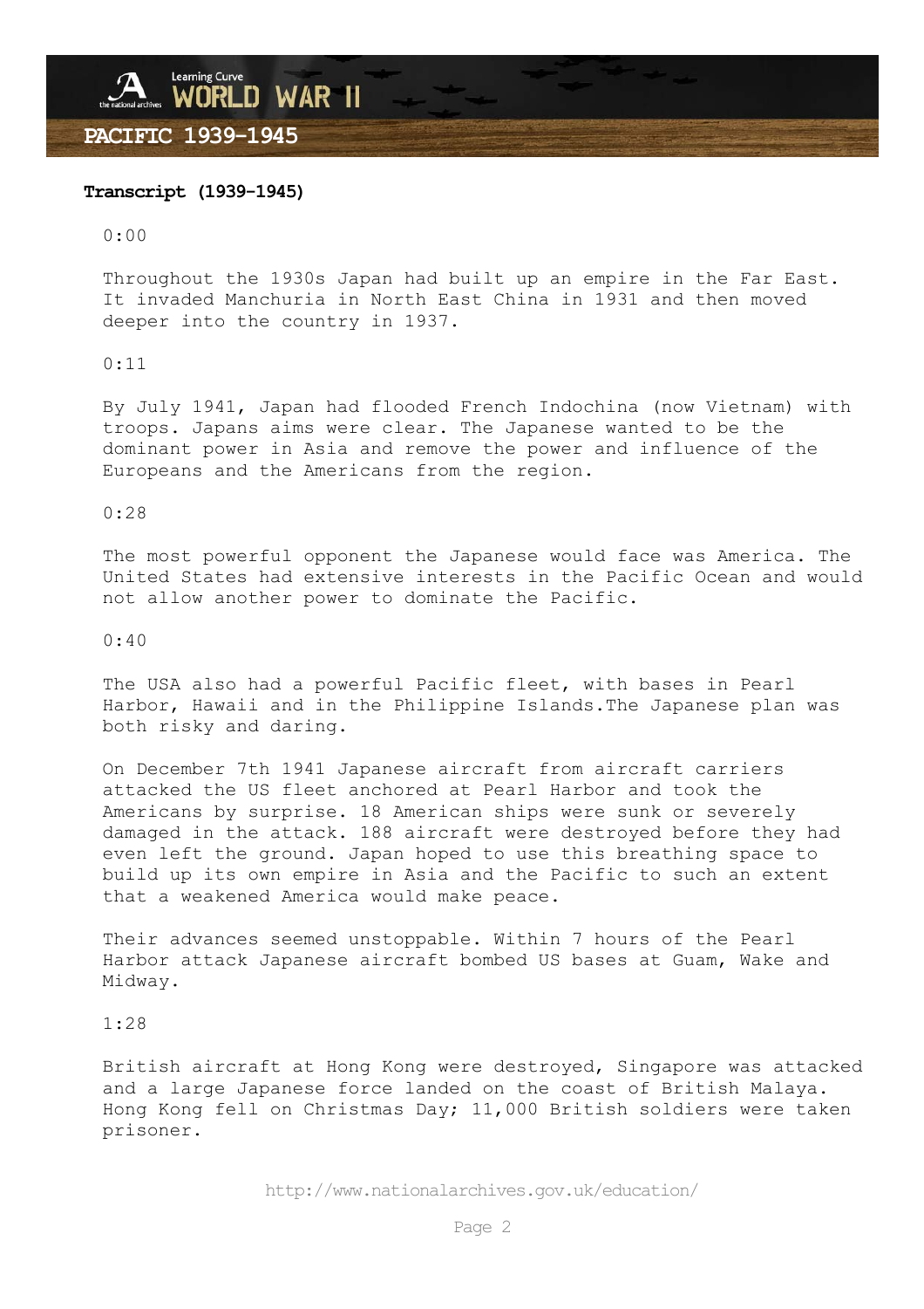**Transcript (1939-1945)**

0:00

Throughout the 1930s Japan had built up an empire in the Far East. It invaded Manchuria in North East China in 1931 and then moved deeper into the country in 1937.

0:11

By July 1941, Japan had flooded French Indochina (now Vietnam) with troops. Japans aims were clear. The Japanese wanted to be the dominant power in Asia and remove the power and influence of the Europeans and the Americans from the region.

0:28

The most powerful opponent the Japanese would face was America. The United States had extensive interests in the Pacific Ocean and would not allow another power to dominate the Pacific.

0:40

The USA also had a powerful Pacific fleet, with bases in Pearl Harbor, Hawaii and in the Philippine Islands.The Japanese plan was both risky and daring.

On December 7th 1941 Japanese aircraft from aircraft carriers attacked the US fleet anchored at Pearl Harbor and took the Americans by surprise. 18 American ships were sunk or severely damaged in the attack. 188 aircraft were destroyed before they had even left the ground. Japan hoped to use this breathing space to build up its own empire in Asia and the Pacific to such an extent that a weakened America would make peace.

Their advances seemed unstoppable. Within 7 hours of the Pearl Harbor attack Japanese aircraft bombed US bases at Guam, Wake and Midway.

1:28

British aircraft at Hong Kong were destroyed, Singapore was attacked and a large Japanese force landed on the coast of British Malaya. Hong Kong fell on Christmas Day; 11,000 British soldiers were taken prisoner.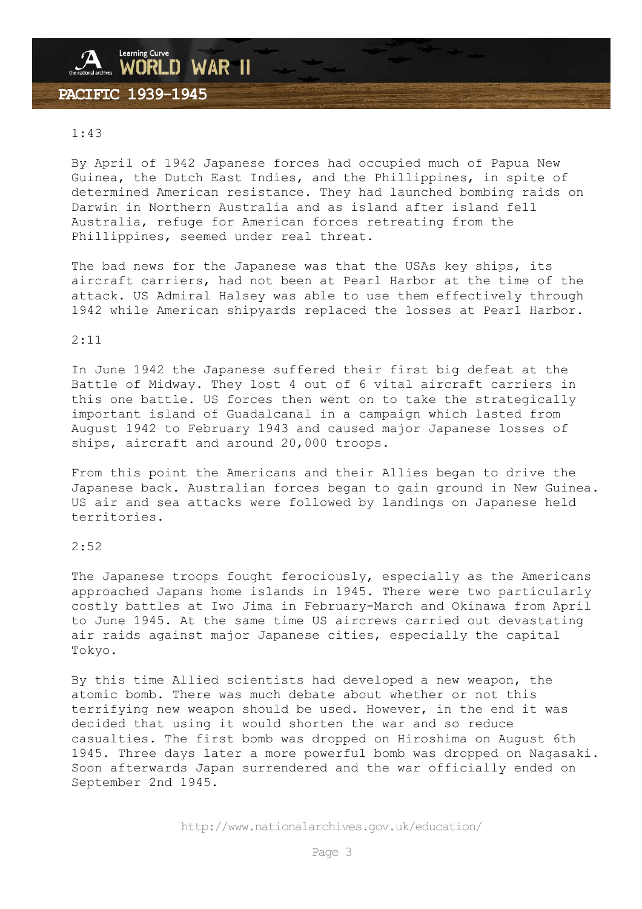1:43

By April of 1942 Japanese forces had occupied much of Papua New Guinea, the Dutch East Indies, and the Phillippines, in spite of determined American resistance. They had launched bombing raids on Darwin in Northern Australia and as island after island fell Australia, refuge for American forces retreating from the Phillippines, seemed under real threat.

The bad news for the Japanese was that the USAs key ships, its aircraft carriers, had not been at Pearl Harbor at the time of the attack. US Admiral Halsey was able to use them effectively through 1942 while American shipyards replaced the losses at Pearl Harbor.

2:11

In June 1942 the Japanese suffered their first big defeat at the Battle of Midway. They lost 4 out of 6 vital aircraft carriers in this one battle. US forces then went on to take the strategically important island of Guadalcanal in a campaign which lasted from August 1942 to February 1943 and caused major Japanese losses of ships, aircraft and around 20,000 troops.

From this point the Americans and their Allies began to drive the Japanese back. Australian forces began to gain ground in New Guinea. US air and sea attacks were followed by landings on Japanese held territories.

2:52

The Japanese troops fought ferociously, especially as the Americans approached Japans home islands in 1945. There were two particularly costly battles at Iwo Jima in February-March and Okinawa from April to June 1945. At the same time US aircrews carried out devastating air raids against major Japanese cities, especially the capital Tokyo.

By this time Allied scientists had developed a new weapon, the atomic bomb. There was much debate about whether or not this terrifying new weapon should be used. However, in the end it was decided that using it would shorten the war and so reduce casualties. The first bomb was dropped on Hiroshima on August 6th 1945. Three days later a more powerful bomb was dropped on Nagasaki. Soon afterwards Japan surrendered and the war officially ended on September 2nd 1945.